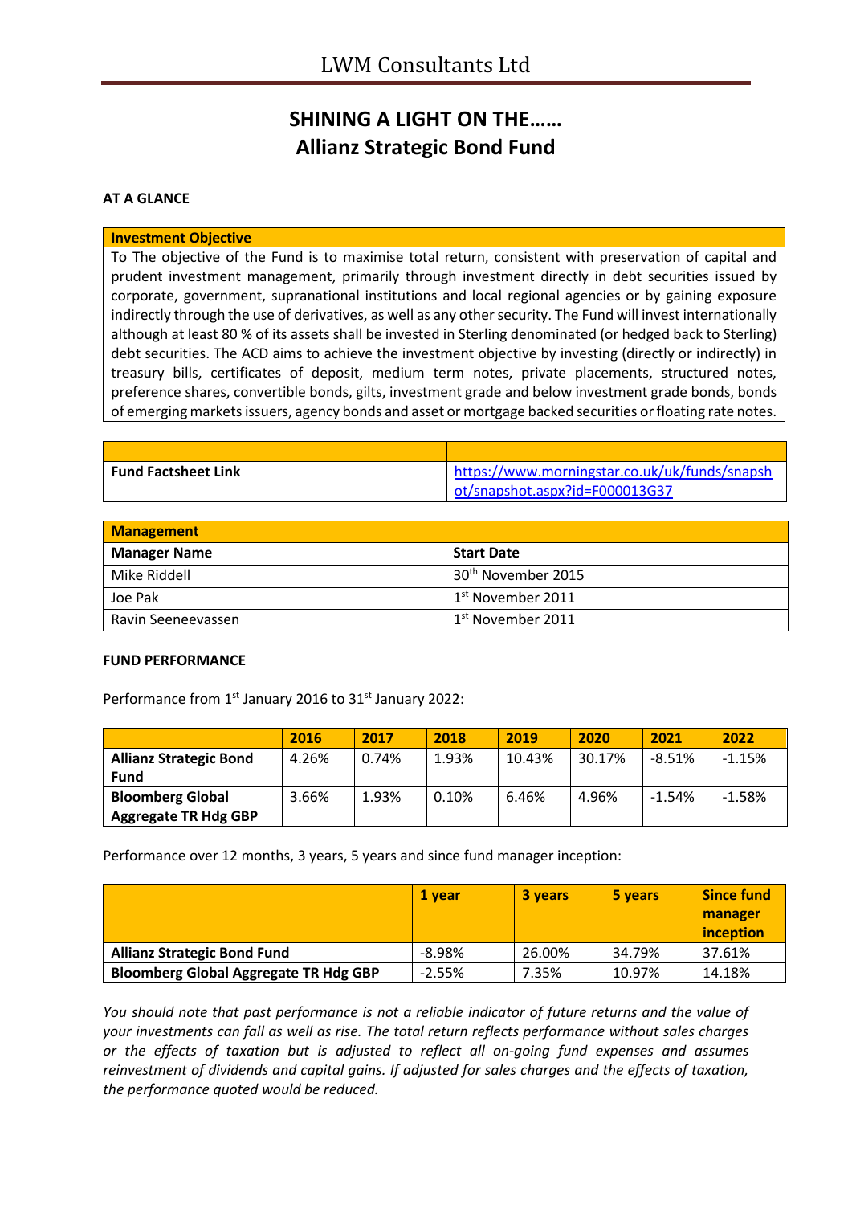# LWM Consultants Ltd

## SHINING A LIGHT ON THE……
## Allianz Strategic Bond Fund

**AT A GLANCE**

| Investment Objective |
|---|
| To The objective of the Fund is to maximise total return, consistent with preservation of capital and prudent investment management, primarily through investment directly in debt securities issued by corporate, government, supranational institutions and local regional agencies or by gaining exposure indirectly through the use of derivatives, as well as any other security. The Fund will invest internationally although at least 80 % of its assets shall be invested in Sterling denominated (or hedged back to Sterling) debt securities. The ACD aims to achieve the investment objective by investing (directly or indirectly) in treasury bills, certificates of deposit, medium term notes, private placements, structured notes, preference shares, convertible bonds, gilts, investment grade and below investment grade bonds, bonds of emerging markets issuers, agency bonds and asset or mortgage backed securities or floating rate notes. |

| | |
|---|---|
| **Fund Factsheet Link** | https://www.morningstar.co.uk/uk/funds/snapshot/snapshot.aspx?id=F000013G37 |

| **Management** | |
|---|---|
| **Manager Name** | **Start Date** |
| Mike Riddell | 30th November 2015 |
| Joe Pak | 1st November 2011 |
| Ravin Seeneevassen | 1st November 2011 |

**FUND PERFORMANCE**

Performance from 1st January 2016 to 31st January 2022:

| | 2016 | 2017 | 2018 | 2019 | 2020 | 2021 | 2022 |
|---|---|---|---|---|---|---|---|
| **Allianz Strategic Bond Fund** | 4.26% | 0.74% | 1.93% | 10.43% | 30.17% | -8.51% | -1.15% |
| **Bloomberg Global Aggregate TR Hdg GBP** | 3.66% | 1.93% | 0.10% | 6.46% | 4.96% | -1.54% | -1.58% |

Performance over 12 months, 3 years, 5 years and since fund manager inception:

| | 1 year | 3 years | 5 years | Since fund manager inception |
|---|---|---|---|---|
| **Allianz Strategic Bond Fund** | -8.98% | 26.00% | 34.79% | 37.61% |
| **Bloomberg Global Aggregate TR Hdg GBP** | -2.55% | 7.35% | 10.97% | 14.18% |

*You should note that past performance is not a reliable indicator of future returns and the value of your investments can fall as well as rise. The total return reflects performance without sales charges or the effects of taxation but is adjusted to reflect all on-going fund expenses and assumes reinvestment of dividends and capital gains. If adjusted for sales charges and the effects of taxation, the performance quoted would be reduced.*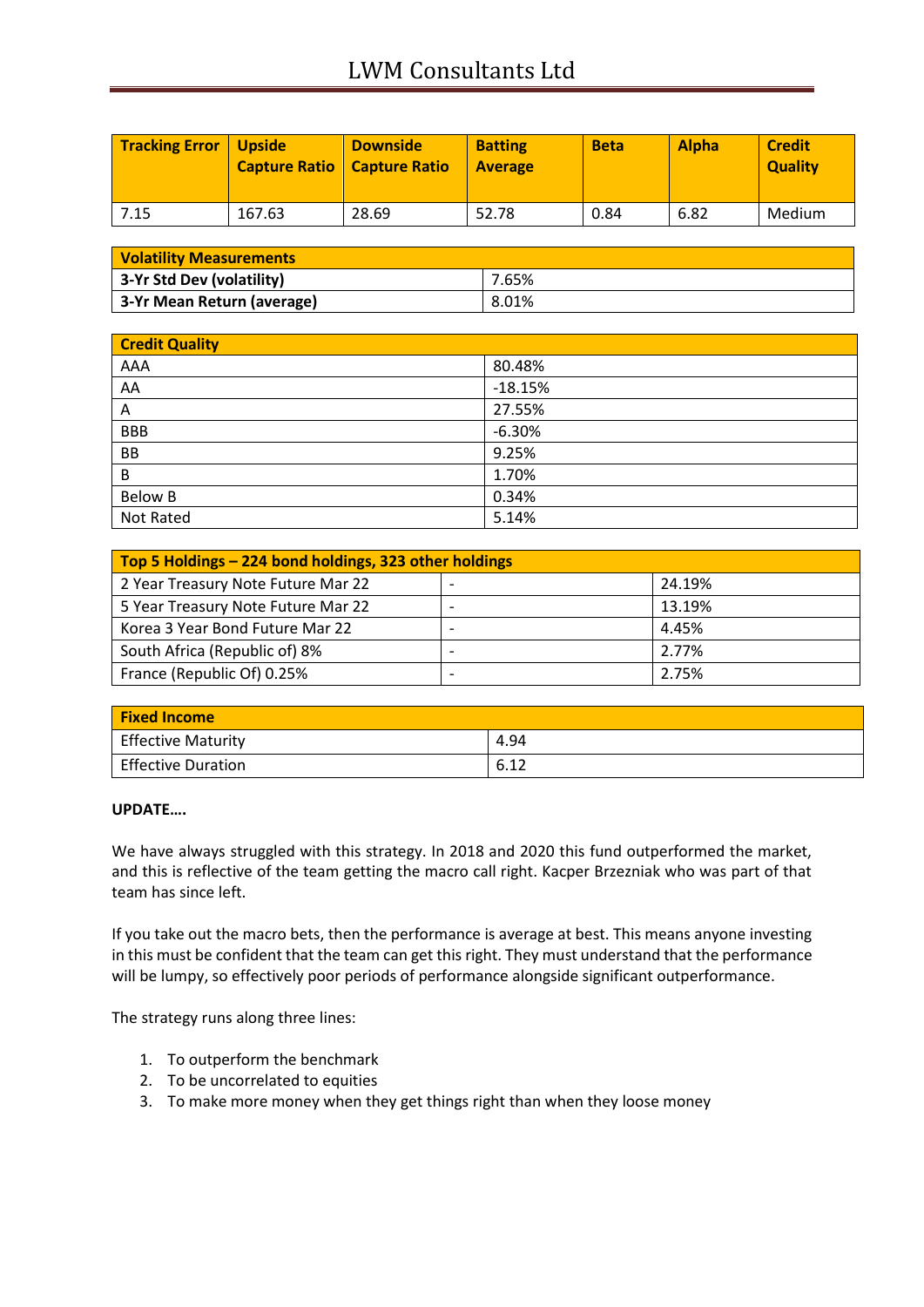| Tracking Error | Upside Capture Ratio | Downside Capture Ratio | Batting Average | Beta | Alpha | Credit Quality |
|---|---|---|---|---|---|---|
| 7.15 | 167.63 | 28.69 | 52.78 | 0.84 | 6.82 | Medium |

| Volatility Measurements | |
|---|---|
| **3-Yr Std Dev (volatility)** | 7.65% |
| **3-Yr Mean Return (average)** | 8.01% |

| Credit Quality | |
|---|---|
| AAA | 80.48% |
| AA | -18.15% |
| A | 27.55% |
| BBB | -6.30% |
| BB | 9.25% |
| B | 1.70% |
| Below B | 0.34% |
| Not Rated | 5.14% |

| Top 5 Holdings – 224 bond holdings, 323 other holdings | | |
|---|---|---|
| 2 Year Treasury Note Future Mar 22 | - | 24.19% |
| 5 Year Treasury Note Future Mar 22 | - | 13.19% |
| Korea 3 Year Bond Future Mar 22 | - | 4.45% |
| South Africa (Republic of) 8% | - | 2.77% |
| France (Republic Of) 0.25% | - | 2.75% |

| Fixed Income | |
|---|---|
| Effective Maturity | 4.94 |
| Effective Duration | 6.12 |

**UPDATE….**

We have always struggled with this strategy. In 2018 and 2020 this fund outperformed the market, and this is reflective of the team getting the macro call right. Kacper Brzezniak who was part of that team has since left.

If you take out the macro bets, then the performance is average at best. This means anyone investing in this must be confident that the team can get this right. They must understand that the performance will be lumpy, so effectively poor periods of performance alongside significant outperformance.

The strategy runs along three lines:

1. To outperform the benchmark
2. To be uncorrelated to equities
3. To make more money when they get things right than when they loose money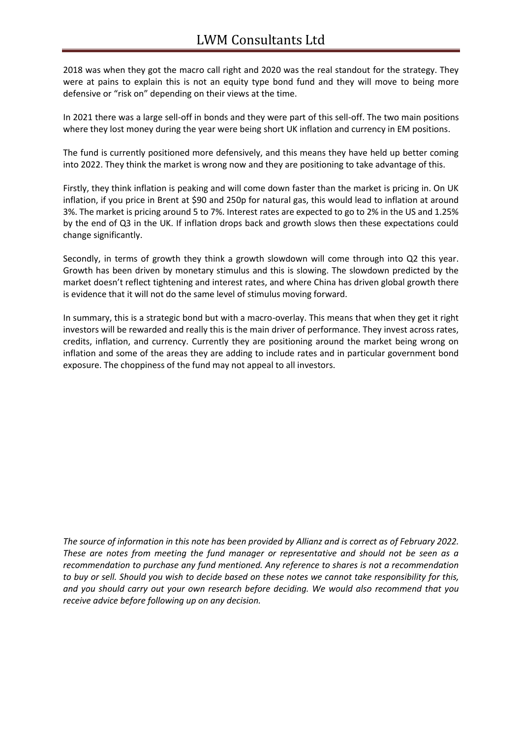2018 was when they got the macro call right and 2020 was the real standout for the strategy. They were at pains to explain this is not an equity type bond fund and they will move to being more defensive or "risk on" depending on their views at the time.

In 2021 there was a large sell-off in bonds and they were part of this sell-off. The two main positions where they lost money during the year were being short UK inflation and currency in EM positions.

The fund is currently positioned more defensively, and this means they have held up better coming into 2022. They think the market is wrong now and they are positioning to take advantage of this.

Firstly, they think inflation is peaking and will come down faster than the market is pricing in. On UK inflation, if you price in Brent at $90 and 250p for natural gas, this would lead to inflation at around 3%. The market is pricing around 5 to 7%. Interest rates are expected to go to 2% in the US and 1.25% by the end of Q3 in the UK. If inflation drops back and growth slows then these expectations could change significantly.

Secondly, in terms of growth they think a growth slowdown will come through into Q2 this year. Growth has been driven by monetary stimulus and this is slowing. The slowdown predicted by the market doesn't reflect tightening and interest rates, and where China has driven global growth there is evidence that it will not do the same level of stimulus moving forward.

In summary, this is a strategic bond but with a macro-overlay. This means that when they get it right investors will be rewarded and really this is the main driver of performance. They invest across rates, credits, inflation, and currency. Currently they are positioning around the market being wrong on inflation and some of the areas they are adding to include rates and in particular government bond exposure. The choppiness of the fund may not appeal to all investors.

*The source of information in this note has been provided by Allianz and is correct as of February 2022. These are notes from meeting the fund manager or representative and should not be seen as a recommendation to purchase any fund mentioned. Any reference to shares is not a recommendation to buy or sell. Should you wish to decide based on these notes we cannot take responsibility for this, and you should carry out your own research before deciding. We would also recommend that you receive advice before following up on any decision.*